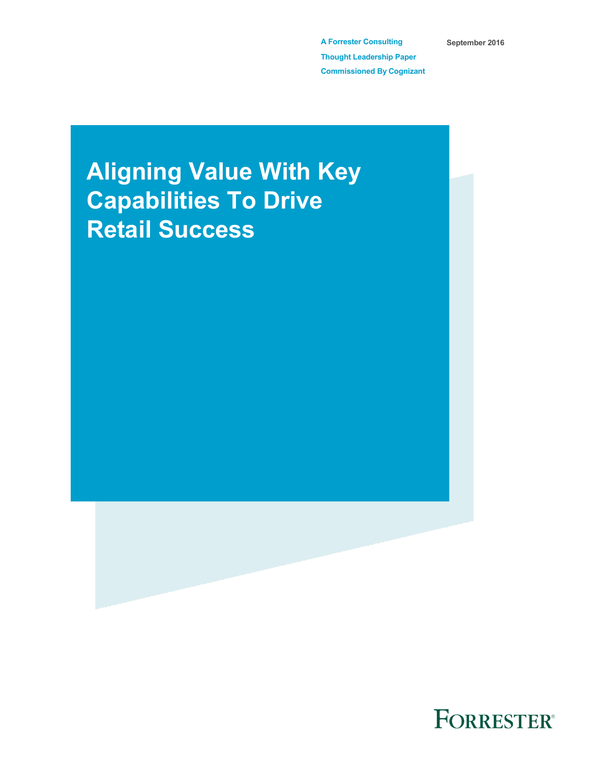A Forrester Consulting
Thought Leadership Paper
Commissioned By Cognizant

September 2016

# Aligning Value With Key Capabilities To Drive Retail Success

FORRESTER®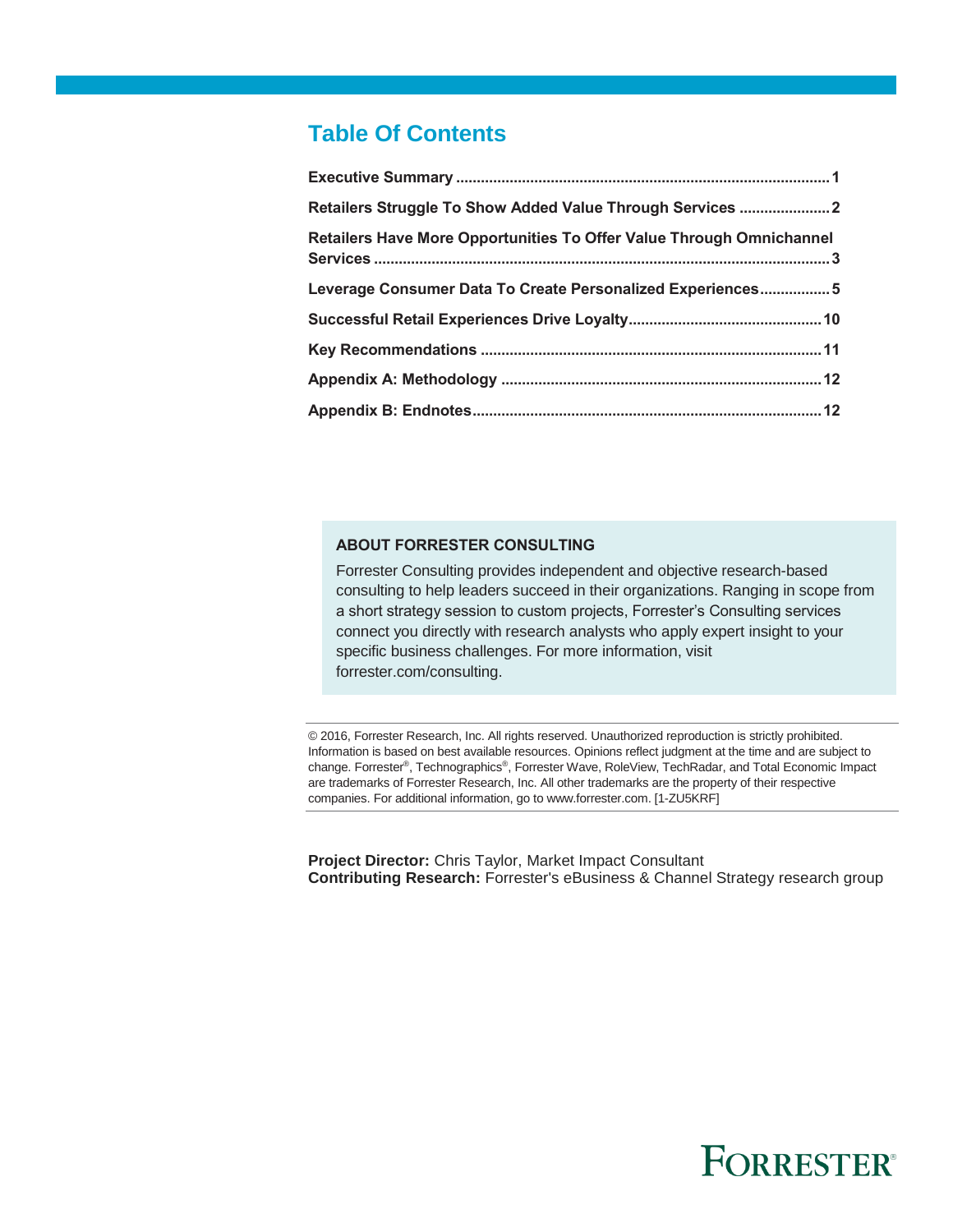## Table Of Contents

**Executive Summary** ........................................................................................ **1**

**Retailers Struggle To Show Added Value Through Services** ...................... **2**

**Retailers Have More Opportunities To Offer Value Through Omnichannel Services** ........................................................................................................... **3**

**Leverage Consumer Data To Create Personalized Experiences** ................. **5**

**Successful Retail Experiences Drive Loyalty** ............................................... **10**

**Key Recommendations** ................................................................................ **11**

**Appendix A: Methodology** .......................................................................... **12**

**Appendix B: Endnotes** ................................................................................. **12**

### ABOUT FORRESTER CONSULTING

Forrester Consulting provides independent and objective research-based consulting to help leaders succeed in their organizations. Ranging in scope from a short strategy session to custom projects, Forrester's Consulting services connect you directly with research analysts who apply expert insight to your specific business challenges. For more information, visit forrester.com/consulting.

© 2016, Forrester Research, Inc. All rights reserved. Unauthorized reproduction is strictly prohibited. Information is based on best available resources. Opinions reflect judgment at the time and are subject to change. Forrester®, Technographics®, Forrester Wave, RoleView, TechRadar, and Total Economic Impact are trademarks of Forrester Research, Inc. All other trademarks are the property of their respective companies. For additional information, go to www.forrester.com. [1-ZU5KRF]

**Project Director:** Chris Taylor, Market Impact Consultant
**Contributing Research:** Forrester's eBusiness & Channel Strategy research group

FORRESTER®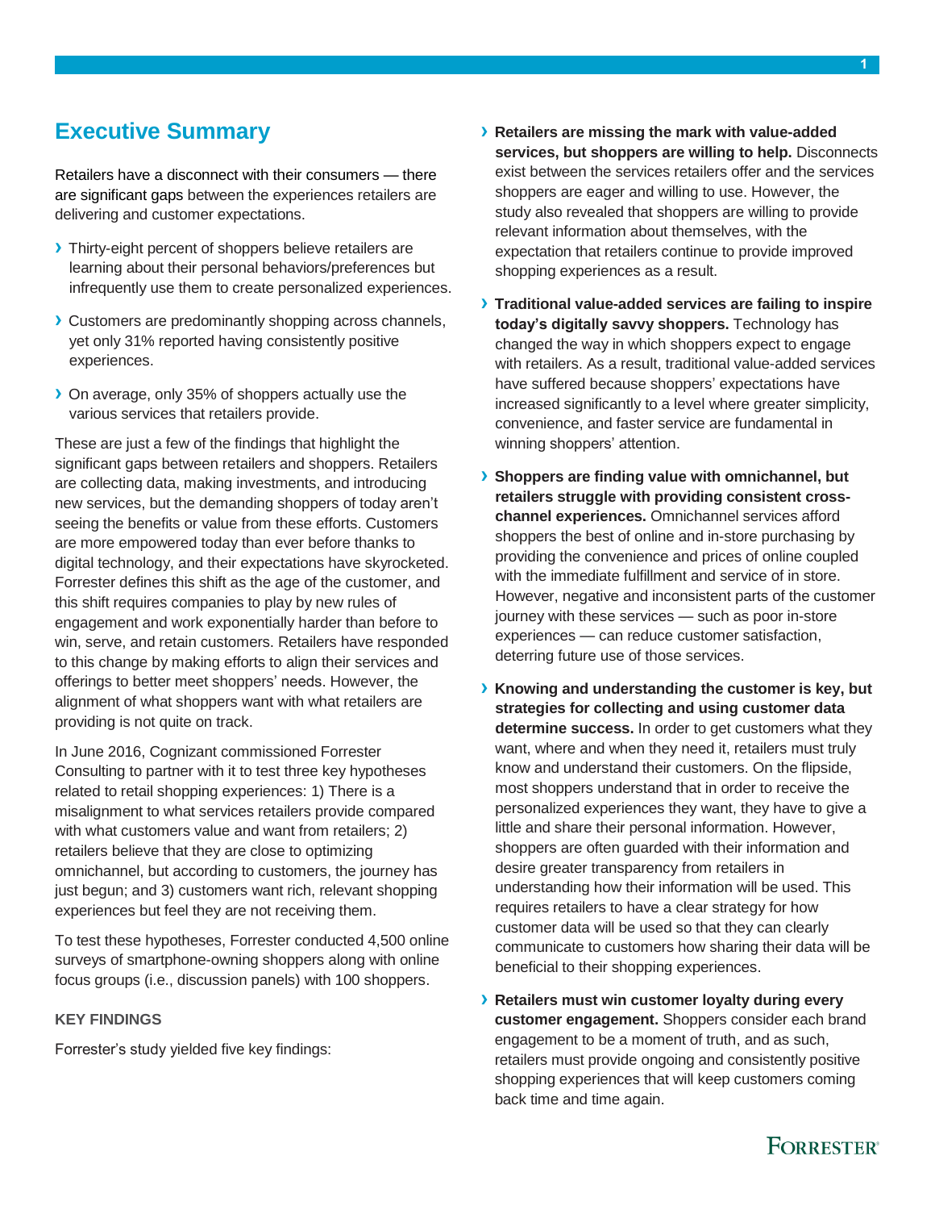# Executive Summary

Retailers have a disconnect with their consumers — there are significant gaps between the experiences retailers are delivering and customer expectations.

- Thirty-eight percent of shoppers believe retailers are learning about their personal behaviors/preferences but infrequently use them to create personalized experiences.
- Customers are predominantly shopping across channels, yet only 31% reported having consistently positive experiences.
- On average, only 35% of shoppers actually use the various services that retailers provide.

These are just a few of the findings that highlight the significant gaps between retailers and shoppers. Retailers are collecting data, making investments, and introducing new services, but the demanding shoppers of today aren't seeing the benefits or value from these efforts. Customers are more empowered today than ever before thanks to digital technology, and their expectations have skyrocketed. Forrester defines this shift as the age of the customer, and this shift requires companies to play by new rules of engagement and work exponentially harder than before to win, serve, and retain customers. Retailers have responded to this change by making efforts to align their services and offerings to better meet shoppers' needs. However, the alignment of what shoppers want with what retailers are providing is not quite on track.

In June 2016, Cognizant commissioned Forrester Consulting to partner with it to test three key hypotheses related to retail shopping experiences: 1) There is a misalignment to what services retailers provide compared with what customers value and want from retailers; 2) retailers believe that they are close to optimizing omnichannel, but according to customers, the journey has just begun; and 3) customers want rich, relevant shopping experiences but feel they are not receiving them.

To test these hypotheses, Forrester conducted 4,500 online surveys of smartphone-owning shoppers along with online focus groups (i.e., discussion panels) with 100 shoppers.

## KEY FINDINGS

Forrester's study yielded five key findings:

- **Retailers are missing the mark with value-added services, but shoppers are willing to help.** Disconnects exist between the services retailers offer and the services shoppers are eager and willing to use. However, the study also revealed that shoppers are willing to provide relevant information about themselves, with the expectation that retailers continue to provide improved shopping experiences as a result.
- **Traditional value-added services are failing to inspire today's digitally savvy shoppers.** Technology has changed the way in which shoppers expect to engage with retailers. As a result, traditional value-added services have suffered because shoppers' expectations have increased significantly to a level where greater simplicity, convenience, and faster service are fundamental in winning shoppers' attention.
- **Shoppers are finding value with omnichannel, but retailers struggle with providing consistent cross-channel experiences.** Omnichannel services afford shoppers the best of online and in-store purchasing by providing the convenience and prices of online coupled with the immediate fulfillment and service of in store. However, negative and inconsistent parts of the customer journey with these services — such as poor in-store experiences — can reduce customer satisfaction, deterring future use of those services.
- **Knowing and understanding the customer is key, but strategies for collecting and using customer data determine success.** In order to get customers what they want, where and when they need it, retailers must truly know and understand their customers. On the flipside, most shoppers understand that in order to receive the personalized experiences they want, they have to give a little and share their personal information. However, shoppers are often guarded with their information and desire greater transparency from retailers in understanding how their information will be used. This requires retailers to have a clear strategy for how customer data will be used so that they can clearly communicate to customers how sharing their data will be beneficial to their shopping experiences.
- **Retailers must win customer loyalty during every customer engagement.** Shoppers consider each brand engagement to be a moment of truth, and as such, retailers must provide ongoing and consistently positive shopping experiences that will keep customers coming back time and time again.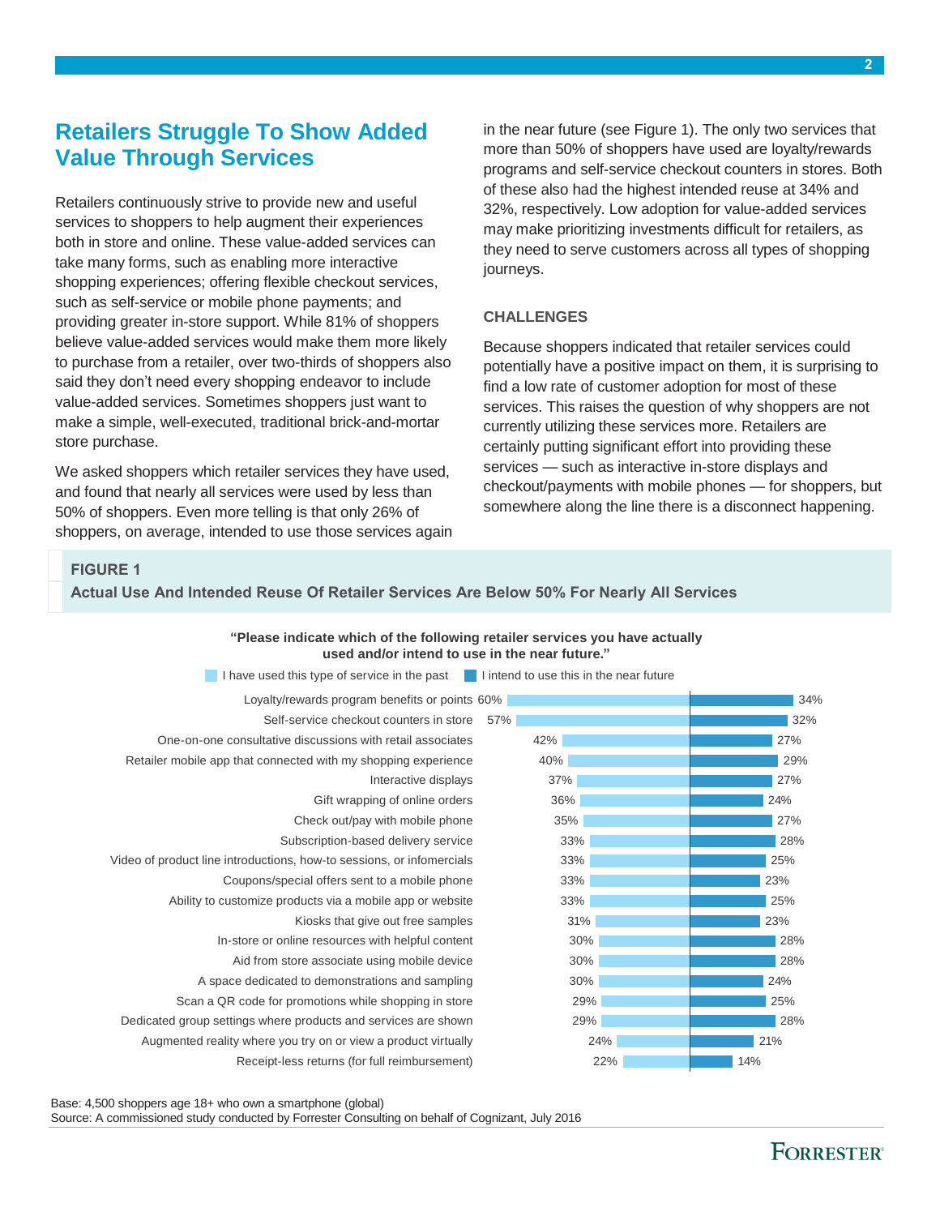## Retailers Struggle To Show Added Value Through Services

Retailers continuously strive to provide new and useful services to shoppers to help augment their experiences both in store and online. These value-added services can take many forms, such as enabling more interactive shopping experiences; offering flexible checkout services, such as self-service or mobile phone payments; and providing greater in-store support. While 81% of shoppers believe value-added services would make them more likely to purchase from a retailer, over two-thirds of shoppers also said they don't need every shopping endeavor to include value-added services. Sometimes shoppers just want to make a simple, well-executed, traditional brick-and-mortar store purchase.

We asked shoppers which retailer services they have used, and found that nearly all services were used by less than 50% of shoppers. Even more telling is that only 26% of shoppers, on average, intended to use those services again in the near future (see Figure 1). The only two services that more than 50% of shoppers have used are loyalty/rewards programs and self-service checkout counters in stores. Both of these also had the highest intended reuse at 34% and 32%, respectively. Low adoption for value-added services may make prioritizing investments difficult for retailers, as they need to serve customers across all types of shopping journeys.

### CHALLENGES

Because shoppers indicated that retailer services could potentially have a positive impact on them, it is surprising to find a low rate of customer adoption for most of these services. This raises the question of why shoppers are not currently utilizing these services more. Retailers are certainly putting significant effort into providing these services — such as interactive in-store displays and checkout/payments with mobile phones — for shoppers, but somewhere along the line there is a disconnect happening.

**FIGURE 1**

**Actual Use And Intended Reuse Of Retailer Services Are Below 50% For Nearly All Services**

**"Please indicate which of the following retailer services you have actually used and/or intend to use in the near future."**

| Service | I have used this type of service in the past | I intend to use this in the near future |
|---|---|---|
| Loyalty/rewards program benefits or points | 60% | 34% |
| Self-service checkout counters in store | 57% | 32% |
| One-on-one consultative discussions with retail associates | 42% | 27% |
| Retailer mobile app that connected with my shopping experience | 40% | 29% |
| Interactive displays | 37% | 27% |
| Gift wrapping of online orders | 36% | 24% |
| Check out/pay with mobile phone | 35% | 27% |
| Subscription-based delivery service | 33% | 28% |
| Video of product line introductions, how-to sessions, or infomercials | 33% | 25% |
| Coupons/special offers sent to a mobile phone | 33% | 23% |
| Ability to customize products via a mobile app or website | 33% | 25% |
| Kiosks that give out free samples | 31% | 23% |
| In-store or online resources with helpful content | 30% | 28% |
| Aid from store associate using mobile device | 30% | 28% |
| A space dedicated to demonstrations and sampling | 30% | 24% |
| Scan a QR code for promotions while shopping in store | 29% | 25% |
| Dedicated group settings where products and services are shown | 29% | 28% |
| Augmented reality where you try on or view a product virtually | 24% | 21% |
| Receipt-less returns (for full reimbursement) | 22% | 14% |

Base: 4,500 shoppers age 18+ who own a smartphone (global)

Source: A commissioned study conducted by Forrester Consulting on behalf of Cognizant, July 2016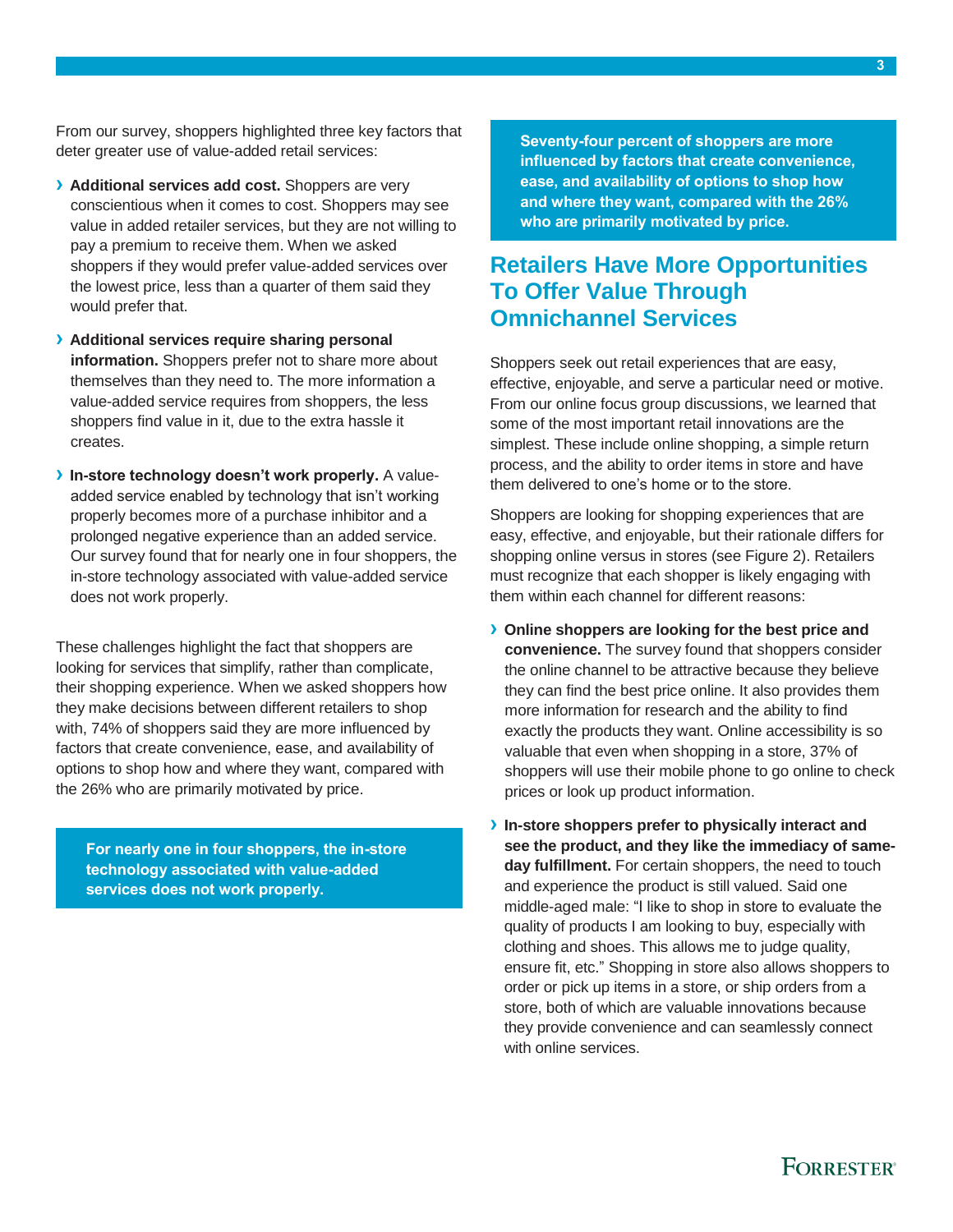From our survey, shoppers highlighted three key factors that deter greater use of value-added retail services:

- **Additional services add cost.** Shoppers are very conscientious when it comes to cost. Shoppers may see value in added retailer services, but they are not willing to pay a premium to receive them. When we asked shoppers if they would prefer value-added services over the lowest price, less than a quarter of them said they would prefer that.
- **Additional services require sharing personal information.** Shoppers prefer not to share more about themselves than they need to. The more information a value-added service requires from shoppers, the less shoppers find value in it, due to the extra hassle it creates.
- **In-store technology doesn't work properly.** A value-added service enabled by technology that isn't working properly becomes more of a purchase inhibitor and a prolonged negative experience than an added service. Our survey found that for nearly one in four shoppers, the in-store technology associated with value-added service does not work properly.

These challenges highlight the fact that shoppers are looking for services that simplify, rather than complicate, their shopping experience. When we asked shoppers how they make decisions between different retailers to shop with, 74% of shoppers said they are more influenced by factors that create convenience, ease, and availability of options to shop how and where they want, compared with the 26% who are primarily motivated by price.

**For nearly one in four shoppers, the in-store technology associated with value-added services does not work properly.**

**Seventy-four percent of shoppers are more influenced by factors that create convenience, ease, and availability of options to shop how and where they want, compared with the 26% who are primarily motivated by price.**

## Retailers Have More Opportunities To Offer Value Through Omnichannel Services

Shoppers seek out retail experiences that are easy, effective, enjoyable, and serve a particular need or motive. From our online focus group discussions, we learned that some of the most important retail innovations are the simplest. These include online shopping, a simple return process, and the ability to order items in store and have them delivered to one's home or to the store.

Shoppers are looking for shopping experiences that are easy, effective, and enjoyable, but their rationale differs for shopping online versus in stores (see Figure 2). Retailers must recognize that each shopper is likely engaging with them within each channel for different reasons:

- **Online shoppers are looking for the best price and convenience.** The survey found that shoppers consider the online channel to be attractive because they believe they can find the best price online. It also provides them more information for research and the ability to find exactly the products they want. Online accessibility is so valuable that even when shopping in a store, 37% of shoppers will use their mobile phone to go online to check prices or look up product information.
- **In-store shoppers prefer to physically interact and see the product, and they like the immediacy of same-day fulfillment.** For certain shoppers, the need to touch and experience the product is still valued. Said one middle-aged male: "I like to shop in store to evaluate the quality of products I am looking to buy, especially with clothing and shoes. This allows me to judge quality, ensure fit, etc." Shopping in store also allows shoppers to order or pick up items in a store, or ship orders from a store, both of which are valuable innovations because they provide convenience and can seamlessly connect with online services.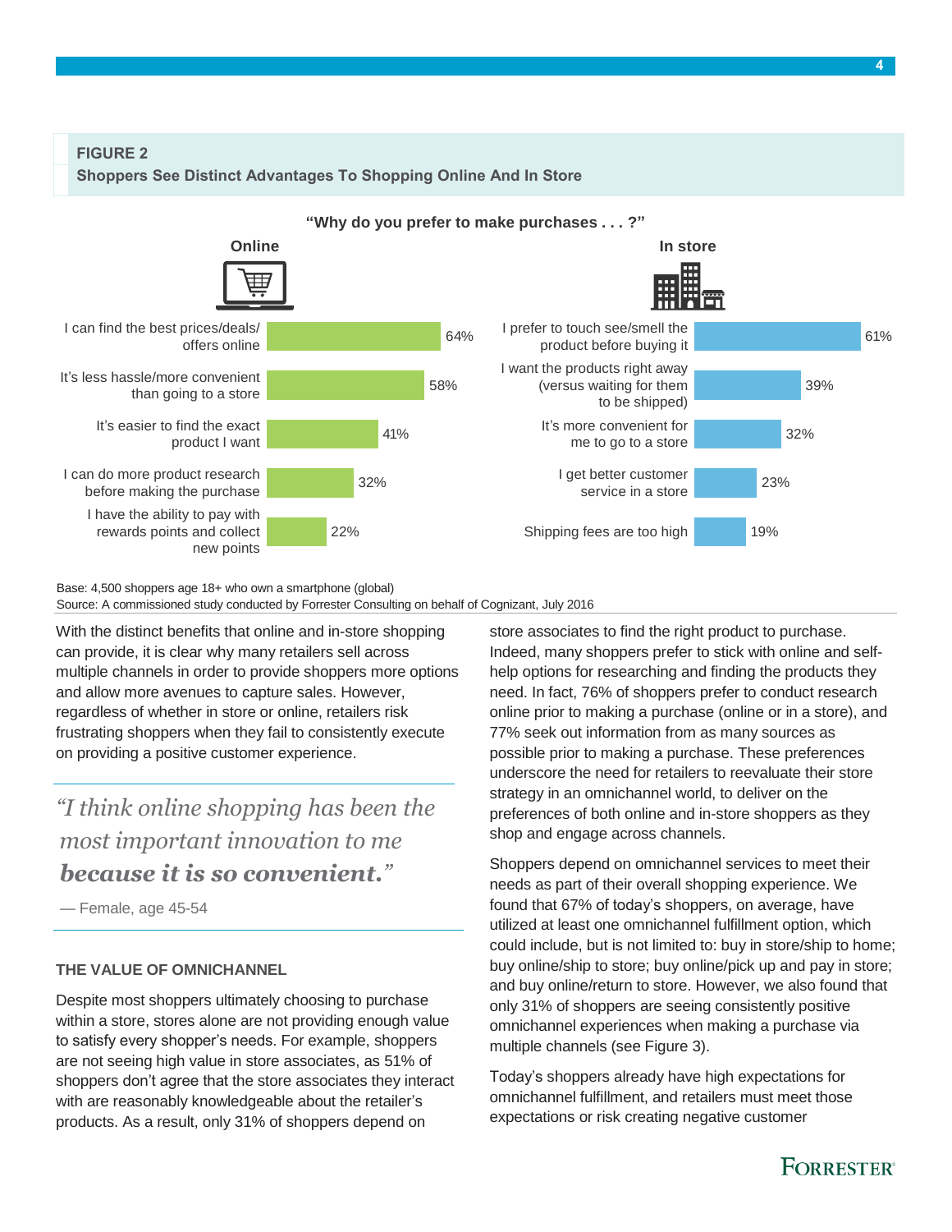**FIGURE 2**
**Shoppers See Distinct Advantages To Shopping Online And In Store**

**"Why do you prefer to make purchases . . . ?"**

**Online**

| Reason | % |
| --- | --- |
| I can find the best prices/deals/ offers online | 64% |
| It's less hassle/more convenient than going to a store | 58% |
| It's easier to find the exact product I want | 41% |
| I can do more product research before making the purchase | 32% |
| I have the ability to pay with rewards points and collect new points | 22% |

**In store**

| Reason | % |
| --- | --- |
| I prefer to touch see/smell the product before buying it | 61% |
| I want the products right away (versus waiting for them to be shipped) | 39% |
| It's more convenient for me to go to a store | 32% |
| I get better customer service in a store | 23% |
| Shipping fees are too high | 19% |

Base: 4,500 shoppers age 18+ who own a smartphone (global)
Source: A commissioned study conducted by Forrester Consulting on behalf of Cognizant, July 2016

With the distinct benefits that online and in-store shopping can provide, it is clear why many retailers sell across multiple channels in order to provide shoppers more options and allow more avenues to capture sales. However, regardless of whether in store or online, retailers risk frustrating shoppers when they fail to consistently execute on providing a positive customer experience.

> *"I think online shopping has been the most important innovation to me **because it is so convenient.**"*
>
> — Female, age 45-54

### THE VALUE OF OMNICHANNEL

Despite most shoppers ultimately choosing to purchase within a store, stores alone are not providing enough value to satisfy every shopper's needs. For example, shoppers are not seeing high value in store associates, as 51% of shoppers don't agree that the store associates they interact with are reasonably knowledgeable about the retailer's products. As a result, only 31% of shoppers depend on store associates to find the right product to purchase. Indeed, many shoppers prefer to stick with online and self-help options for researching and finding the products they need. In fact, 76% of shoppers prefer to conduct research online prior to making a purchase (online or in a store), and 77% seek out information from as many sources as possible prior to making a purchase. These preferences underscore the need for retailers to reevaluate their store strategy in an omnichannel world, to deliver on the preferences of both online and in-store shoppers as they shop and engage across channels.

Shoppers depend on omnichannel services to meet their needs as part of their overall shopping experience. We found that 67% of today's shoppers, on average, have utilized at least one omnichannel fulfillment option, which could include, but is not limited to: buy in store/ship to home; buy online/ship to store; buy online/pick up and pay in store; and buy online/return to store. However, we also found that only 31% of shoppers are seeing consistently positive omnichannel experiences when making a purchase via multiple channels (see Figure 3).

Today's shoppers already have high expectations for omnichannel fulfillment, and retailers must meet those expectations or risk creating negative customer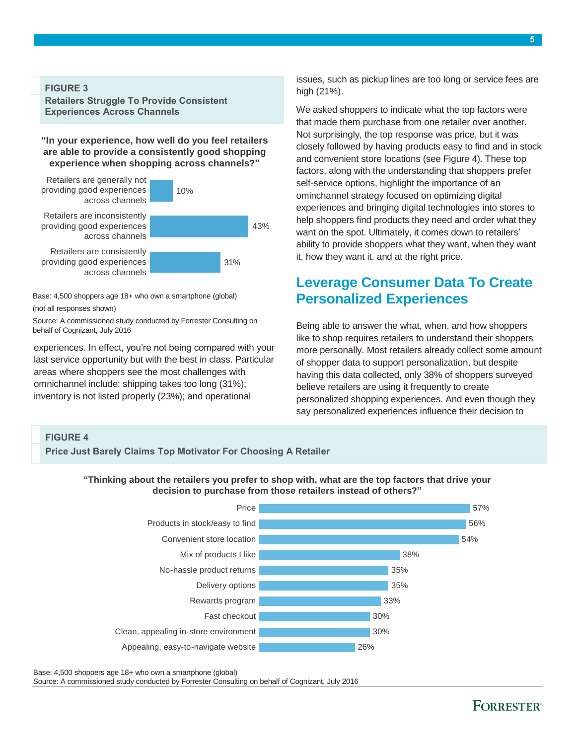**FIGURE 3**
**Retailers Struggle To Provide Consistent Experiences Across Channels**

**"In your experience, how well do you feel retailers are able to provide a consistently good shopping experience when shopping across channels?"**

| Response | Percentage |
|---|---|
| Retailers are generally not providing good experiences across channels | 10% |
| Retailers are inconsistently providing good experiences across channels | 43% |
| Retailers are consistently providing good experiences across channels | 31% |

Base: 4,500 shoppers age 18+ who own a smartphone (global)

(not all responses shown)

Source: A commissioned study conducted by Forrester Consulting on behalf of Cognizant, July 2016

experiences. In effect, you're not being compared with your last service opportunity but with the best in class. Particular areas where shoppers see the most challenges with omnichannel include: shipping takes too long (31%); inventory is not listed properly (23%); and operational issues, such as pickup lines are too long or service fees are high (21%).

We asked shoppers to indicate what the top factors were that made them purchase from one retailer over another. Not surprisingly, the top response was price, but it was closely followed by having products easy to find and in stock and convenient store locations (see Figure 4). These top factors, along with the understanding that shoppers prefer self-service options, highlight the importance of an ominchannel strategy focused on optimizing digital experiences and bringing digital technologies into stores to help shoppers find products they need and order what they want on the spot. Ultimately, it comes down to retailers' ability to provide shoppers what they want, when they want it, how they want it, and at the right price.

## Leverage Consumer Data To Create Personalized Experiences

Being able to answer the what, when, and how shoppers like to shop requires retailers to understand their shoppers more personally. Most retailers already collect some amount of shopper data to support personalization, but despite having this data collected, only 38% of shoppers surveyed believe retailers are using it frequently to create personalized shopping experiences. And even though they say personalized experiences influence their decision to

**FIGURE 4**
**Price Just Barely Claims Top Motivator For Choosing A Retailer**

**"Thinking about the retailers you prefer to shop with, what are the top factors that drive your decision to purchase from those retailers instead of others?"**

| Factor | Percentage |
|---|---|
| Price | 57% |
| Products in stock/easy to find | 56% |
| Convenient store location | 54% |
| Mix of products I like | 38% |
| No-hassle product returns | 35% |
| Delivery options | 35% |
| Rewards program | 33% |
| Fast checkout | 30% |
| Clean, appealing in-store environment | 30% |
| Appealing, easy-to-navigate website | 26% |

Base: 4,500 shoppers age 18+ who own a smartphone (global)
Source: A commissioned study conducted by Forrester Consulting on behalf of Cognizant, July 2016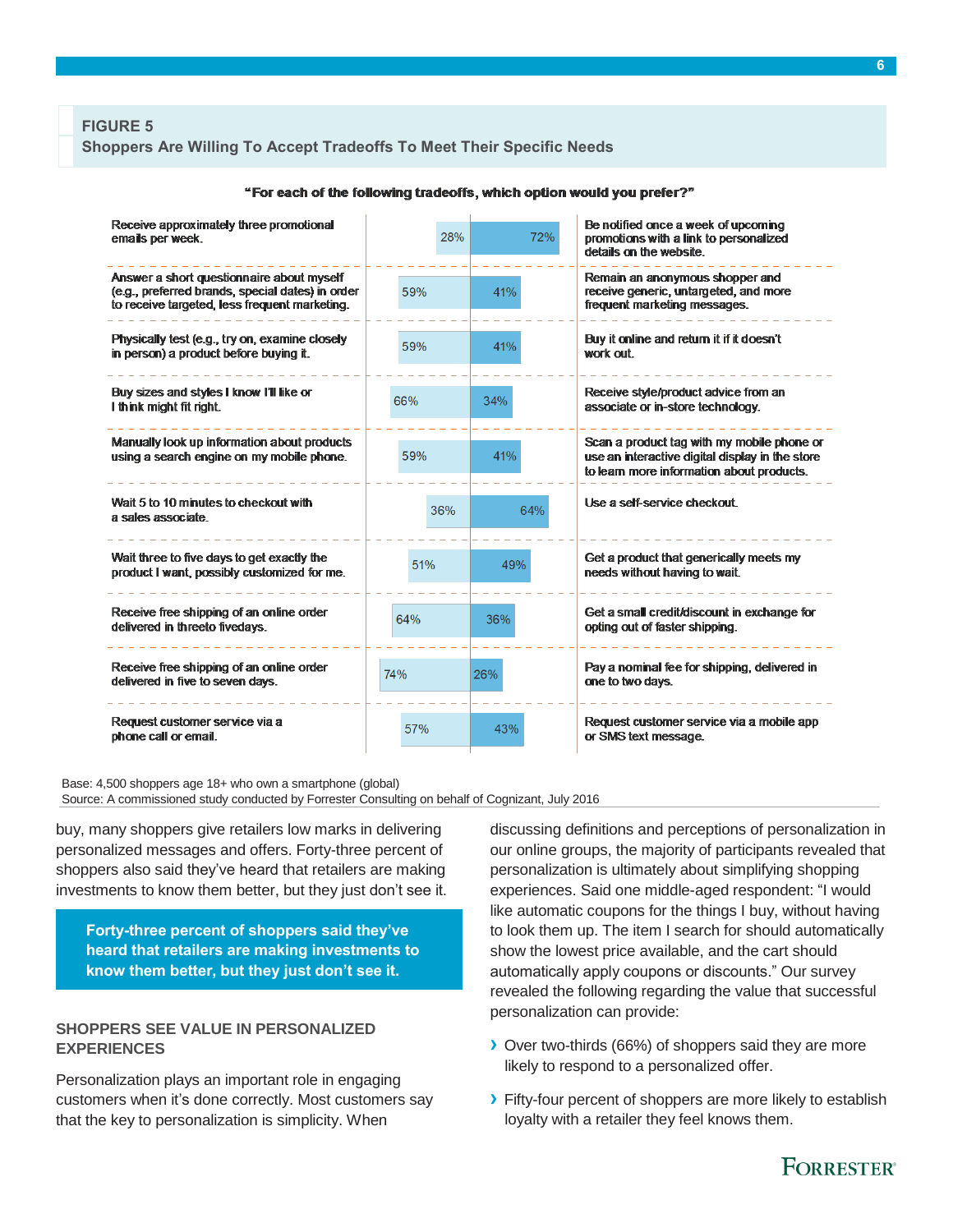**FIGURE 5**

**Shoppers Are Willing To Accept Tradeoffs To Meet Their Specific Needs**

"For each of the following tradeoffs, which option would you prefer?"

| Option A | % | % | Option B |
|---|---|---|---|
| Receive approximately three promotional emails per week. | 28% | 72% | Be notified once a week of upcoming promotions with a link to personalized details on the website. |
| Answer a short questionnaire about myself (e.g., preferred brands, special dates) in order to receive targeted, less frequent marketing. | 59% | 41% | Remain an anonymous shopper and receive generic, untargeted, and more frequent marketing messages. |
| Physically test (e.g., try on, examine closely in person) a product before buying it. | 59% | 41% | Buy it online and return it if it doesn't work out. |
| Buy sizes and styles I know I'll like or I think might fit right. | 66% | 34% | Receive style/product advice from an associate or in-store technology. |
| Manually look up information about products using a search engine on my mobile phone. | 59% | 41% | Scan a product tag with my mobile phone or use an interactive digital display in the store to learn more information about products. |
| Wait 5 to 10 minutes to checkout with a sales associate. | 36% | 64% | Use a self-service checkout. |
| Wait three to five days to get exactly the product I want, possibly customized for me. | 51% | 49% | Get a product that generically meets my needs without having to wait. |
| Receive free shipping of an online order delivered in threeto fivedays. | 64% | 36% | Get a small credit/discount in exchange for opting out of faster shipping. |
| Receive free shipping of an online order delivered in five to seven days. | 74% | 26% | Pay a nominal fee for shipping, delivered in one to two days. |
| Request customer service via a phone call or email. | 57% | 43% | Request customer service via a mobile app or SMS text message. |

Base: 4,500 shoppers age 18+ who own a smartphone (global)

Source: A commissioned study conducted by Forrester Consulting on behalf of Cognizant, July 2016

buy, many shoppers give retailers low marks in delivering personalized messages and offers. Forty-three percent of shoppers also said they've heard that retailers are making investments to know them better, but they just don't see it.

> **Forty-three percent of shoppers said they've heard that retailers are making investments to know them better, but they just don't see it.**

## SHOPPERS SEE VALUE IN PERSONALIZED EXPERIENCES

Personalization plays an important role in engaging customers when it's done correctly. Most customers say that the key to personalization is simplicity. When discussing definitions and perceptions of personalization in our online groups, the majority of participants revealed that personalization is ultimately about simplifying shopping experiences. Said one middle-aged respondent: "I would like automatic coupons for the things I buy, without having to look them up. The item I search for should automatically show the lowest price available, and the cart should automatically apply coupons or discounts." Our survey revealed the following regarding the value that successful personalization can provide:

- Over two-thirds (66%) of shoppers said they are more likely to respond to a personalized offer.
- Fifty-four percent of shoppers are more likely to establish loyalty with a retailer they feel knows them.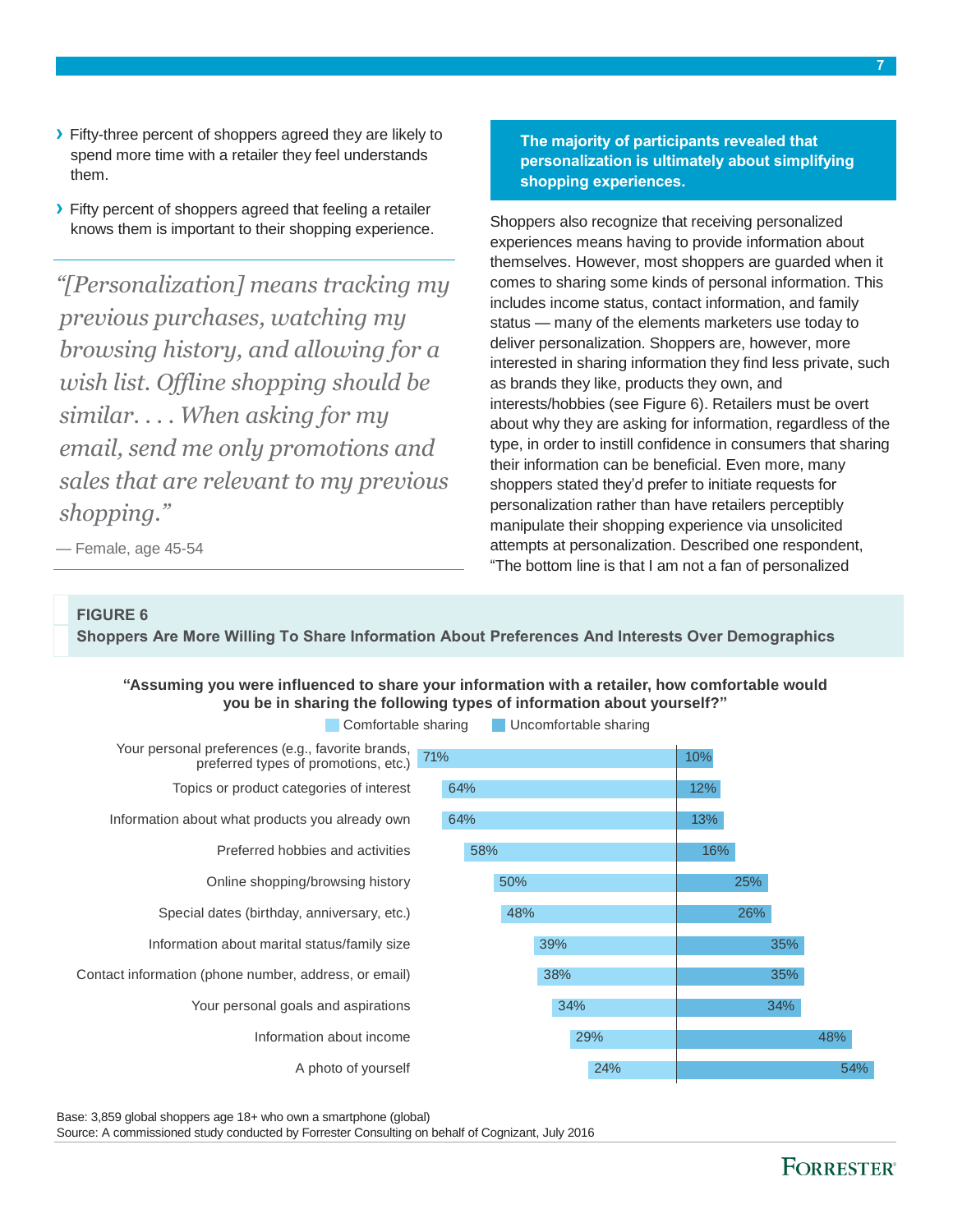- Fifty-three percent of shoppers agreed they are likely to spend more time with a retailer they feel understands them.
- Fifty percent of shoppers agreed that feeling a retailer knows them is important to their shopping experience.

> *"[Personalization] means tracking my previous purchases, watching my browsing history, and allowing for a wish list. Offline shopping should be similar. . . . When asking for my email, send me only promotions and sales that are relevant to my previous shopping."*
>
> — Female, age 45-54

**The majority of participants revealed that personalization is ultimately about simplifying shopping experiences.**

Shoppers also recognize that receiving personalized experiences means having to provide information about themselves. However, most shoppers are guarded when it comes to sharing some kinds of personal information. This includes income status, contact information, and family status — many of the elements marketers use today to deliver personalization. Shoppers are, however, more interested in sharing information they find less private, such as brands they like, products they own, and interests/hobbies (see Figure 6). Retailers must be overt about why they are asking for information, regardless of the type, in order to instill confidence in consumers that sharing their information can be beneficial. Even more, many shoppers stated they'd prefer to initiate requests for personalization rather than have retailers perceptibly manipulate their shopping experience via unsolicited attempts at personalization. Described one respondent, "The bottom line is that I am not a fan of personalized

**FIGURE 6**

**Shoppers Are More Willing To Share Information About Preferences And Interests Over Demographics**

**"Assuming you were influenced to share your information with a retailer, how comfortable would you be in sharing the following types of information about yourself?"**

| | Comfortable sharing | Uncomfortable sharing |
|---|---|---|
| Your personal preferences (e.g., favorite brands, preferred types of promotions, etc.) | 71% | 10% |
| Topics or product categories of interest | 64% | 12% |
| Information about what products you already own | 64% | 13% |
| Preferred hobbies and activities | 58% | 16% |
| Online shopping/browsing history | 50% | 25% |
| Special dates (birthday, anniversary, etc.) | 48% | 26% |
| Information about marital status/family size | 39% | 35% |
| Contact information (phone number, address, or email) | 38% | 35% |
| Your personal goals and aspirations | 34% | 34% |
| Information about income | 29% | 48% |
| A photo of yourself | 24% | 54% |

Base: 3,859 global shoppers age 18+ who own a smartphone (global)

Source: A commissioned study conducted by Forrester Consulting on behalf of Cognizant, July 2016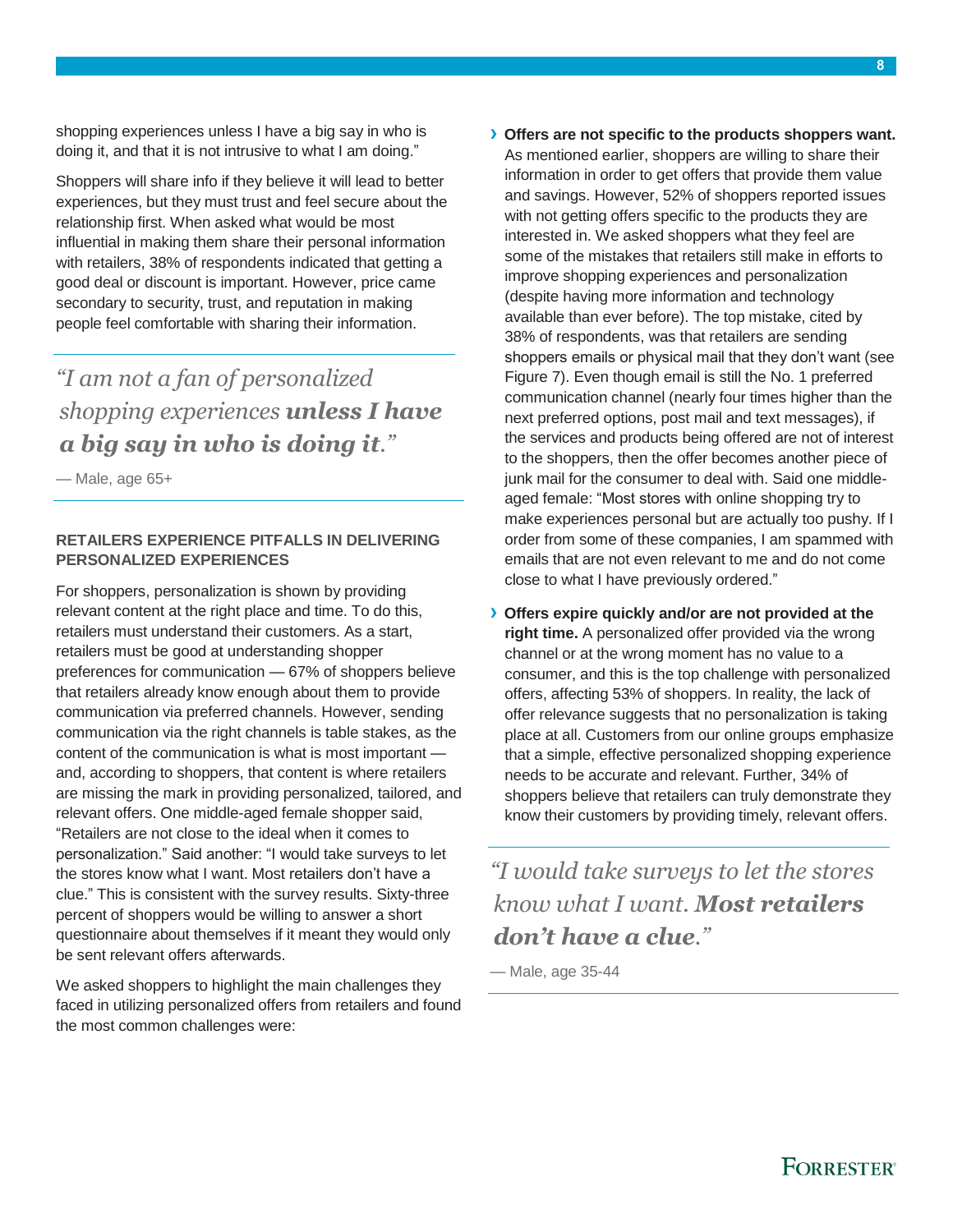shopping experiences unless I have a big say in who is doing it, and that it is not intrusive to what I am doing."

Shoppers will share info if they believe it will lead to better experiences, but they must trust and feel secure about the relationship first. When asked what would be most influential in making them share their personal information with retailers, 38% of respondents indicated that getting a good deal or discount is important. However, price came secondary to security, trust, and reputation in making people feel comfortable with sharing their information.

> *"I am not a fan of personalized shopping experiences* ***unless I have a big say in who is doing it****."*
>
> — Male, age 65+

### RETAILERS EXPERIENCE PITFALLS IN DELIVERING PERSONALIZED EXPERIENCES

For shoppers, personalization is shown by providing relevant content at the right place and time. To do this, retailers must understand their customers. As a start, retailers must be good at understanding shopper preferences for communication — 67% of shoppers believe that retailers already know enough about them to provide communication via preferred channels. However, sending communication via the right channels is table stakes, as the content of the communication is what is most important — and, according to shoppers, that content is where retailers are missing the mark in providing personalized, tailored, and relevant offers. One middle-aged female shopper said, "Retailers are not close to the ideal when it comes to personalization." Said another: "I would take surveys to let the stores know what I want. Most retailers don't have a clue." This is consistent with the survey results. Sixty-three percent of shoppers would be willing to answer a short questionnaire about themselves if it meant they would only be sent relevant offers afterwards.

We asked shoppers to highlight the main challenges they faced in utilizing personalized offers from retailers and found the most common challenges were:

- **Offers are not specific to the products shoppers want.** As mentioned earlier, shoppers are willing to share their information in order to get offers that provide them value and savings. However, 52% of shoppers reported issues with not getting offers specific to the products they are interested in. We asked shoppers what they feel are some of the mistakes that retailers still make in efforts to improve shopping experiences and personalization (despite having more information and technology available than ever before). The top mistake, cited by 38% of respondents, was that retailers are sending shoppers emails or physical mail that they don't want (see Figure 7). Even though email is still the No. 1 preferred communication channel (nearly four times higher than the next preferred options, post mail and text messages), if the services and products being offered are not of interest to the shoppers, then the offer becomes another piece of junk mail for the consumer to deal with. Said one middle-aged female: "Most stores with online shopping try to make experiences personal but are actually too pushy. If I order from some of these companies, I am spammed with emails that are not even relevant to me and do not come close to what I have previously ordered."
- **Offers expire quickly and/or are not provided at the right time.** A personalized offer provided via the wrong channel or at the wrong moment has no value to a consumer, and this is the top challenge with personalized offers, affecting 53% of shoppers. In reality, the lack of offer relevance suggests that no personalization is taking place at all. Customers from our online groups emphasize that a simple, effective personalized shopping experience needs to be accurate and relevant. Further, 34% of shoppers believe that retailers can truly demonstrate they know their customers by providing timely, relevant offers.

> *"I would take surveys to let the stores know what I want.* ***Most retailers don't have a clue****."*
>
> — Male, age 35-44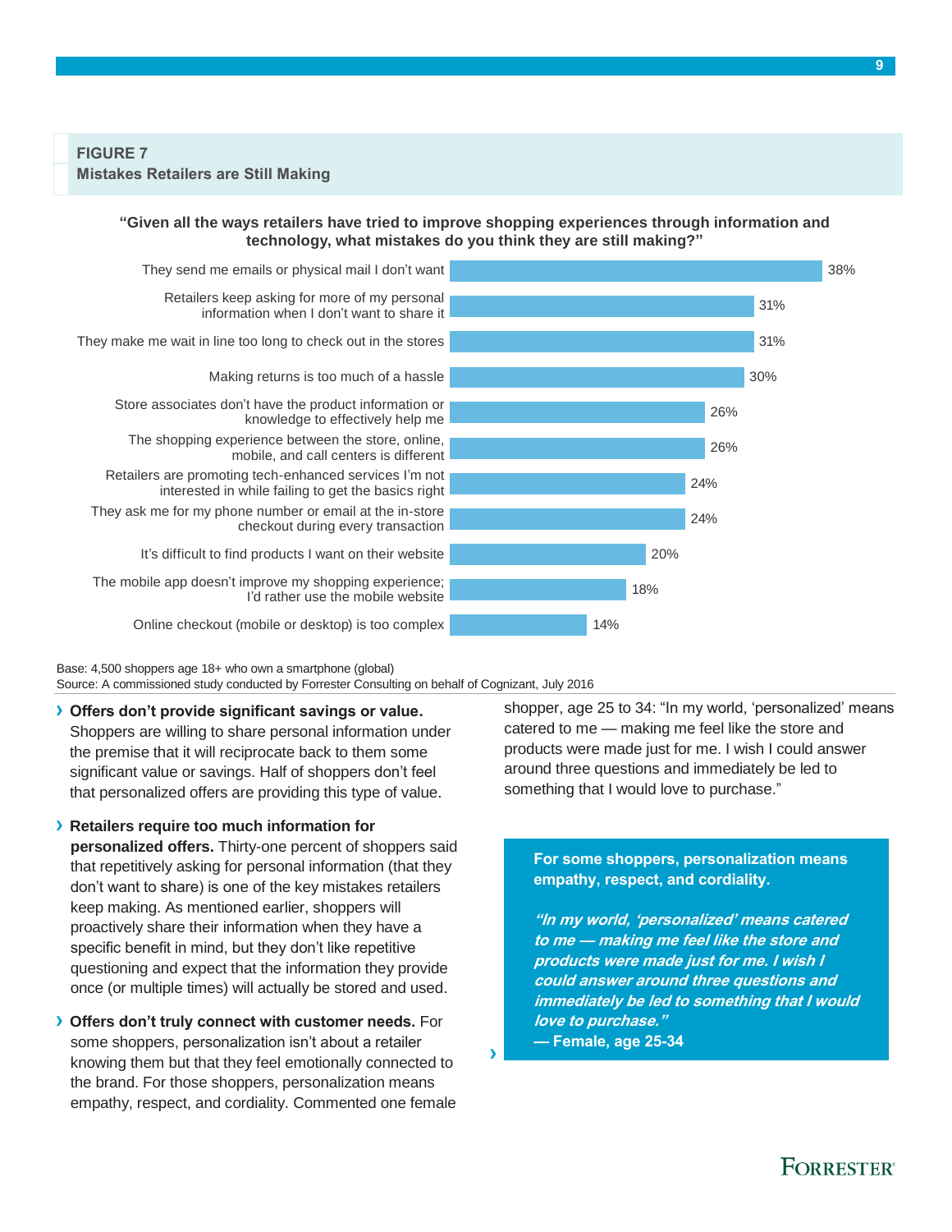**FIGURE 7**
**Mistakes Retailers are Still Making**

**"Given all the ways retailers have tried to improve shopping experiences through information and technology, what mistakes do you think they are still making?"**

| Mistake | Percentage |
|---|---|
| They send me emails or physical mail I don't want | 38% |
| Retailers keep asking for more of my personal information when I don't want to share it | 31% |
| They make me wait in line too long to check out in the stores | 31% |
| Making returns is too much of a hassle | 30% |
| Store associates don't have the product information or knowledge to effectively help me | 26% |
| The shopping experience between the store, online, mobile, and call centers is different | 26% |
| Retailers are promoting tech-enhanced services I'm not interested in while failing to get the basics right | 24% |
| They ask me for my phone number or email at the in-store checkout during every transaction | 24% |
| It's difficult to find products I want on their website | 20% |
| The mobile app doesn't improve my shopping experience; I'd rather use the mobile website | 18% |
| Online checkout (mobile or desktop) is too complex | 14% |

Base: 4,500 shoppers age 18+ who own a smartphone (global)
Source: A commissioned study conducted by Forrester Consulting on behalf of Cognizant, July 2016

- **Offers don't provide significant savings or value.** Shoppers are willing to share personal information under the premise that it will reciprocate back to them some significant value or savings. Half of shoppers don't feel that personalized offers are providing this type of value.

- **Retailers require too much information for personalized offers.** Thirty-one percent of shoppers said that repetitively asking for personal information (that they don't want to share) is one of the key mistakes retailers keep making. As mentioned earlier, shoppers will proactively share their information when they have a specific benefit in mind, but they don't like repetitive questioning and expect that the information they provide once (or multiple times) will actually be stored and used.

- **Offers don't truly connect with customer needs.** For some shoppers, personalization isn't about a retailer knowing them but that they feel emotionally connected to the brand. For those shoppers, personalization means empathy, respect, and cordiality. Commented one female shopper, age 25 to 34: "In my world, 'personalized' means catered to me — making me feel like the store and products were made just for me. I wish I could answer around three questions and immediately be led to something that I would love to purchase."

> **For some shoppers, personalization means empathy, respect, and cordiality.**
>
> ***"In my world, 'personalized' means catered to me — making me feel like the store and products were made just for me. I wish I could answer around three questions and immediately be led to something that I would love to purchase."***
> **— Female, age 25-34**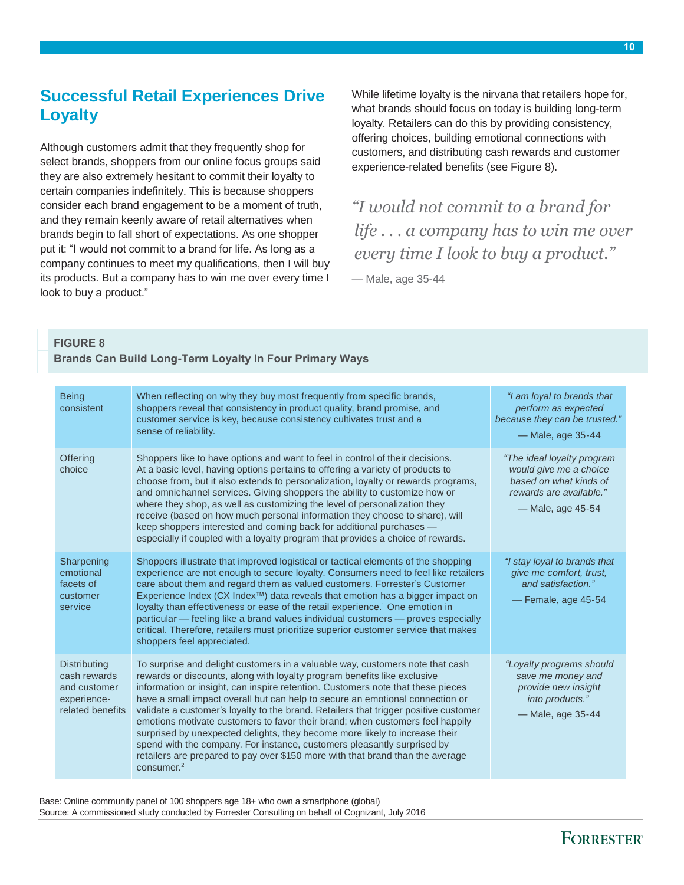## Successful Retail Experiences Drive Loyalty

Although customers admit that they frequently shop for select brands, shoppers from our online focus groups said they are also extremely hesitant to commit their loyalty to certain companies indefinitely. This is because shoppers consider each brand engagement to be a moment of truth, and they remain keenly aware of retail alternatives when brands begin to fall short of expectations. As one shopper put it: "I would not commit to a brand for life. As long as a company continues to meet my qualifications, then I will buy its products. But a company has to win me over every time I look to buy a product."

While lifetime loyalty is the nirvana that retailers hope for, what brands should focus on today is building long-term loyalty. Retailers can do this by providing consistency, offering choices, building emotional connections with customers, and distributing cash rewards and customer experience-related benefits (see Figure 8).

> *"I would not commit to a brand for life . . . a company has to win me over every time I look to buy a product."*
>
> — Male, age 35-44

**FIGURE 8**
**Brands Can Build Long-Term Loyalty In Four Primary Ways**

| | | |
|---|---|---|
| Being consistent | When reflecting on why they buy most frequently from specific brands, shoppers reveal that consistency in product quality, brand promise, and customer service is key, because consistency cultivates trust and a sense of reliability. | *"I am loyal to brands that perform as expected because they can be trusted."* — Male, age 35-44 |
| Offering choice | Shoppers like to have options and want to feel in control of their decisions. At a basic level, having options pertains to offering a variety of products to choose from, but it also extends to personalization, loyalty or rewards programs, and omnichannel services. Giving shoppers the ability to customize how or where they shop, as well as customizing the level of personalization they receive (based on how much personal information they choose to share), will keep shoppers interested and coming back for additional purchases — especially if coupled with a loyalty program that provides a choice of rewards. | *"The ideal loyalty program would give me a choice based on what kinds of rewards are available."* — Male, age 45-54 |
| Sharpening emotional facets of customer service | Shoppers illustrate that improved logistical or tactical elements of the shopping experience are not enough to secure loyalty. Consumers need to feel like retailers care about them and regard them as valued customers. Forrester's Customer Experience Index (CX Index™) data reveals that emotion has a bigger impact on loyalty than effectiveness or ease of the retail experience.[1] One emotion in particular — feeling like a brand values individual customers — proves especially critical. Therefore, retailers must prioritize superior customer service that makes shoppers feel appreciated. | *"I stay loyal to brands that give me comfort, trust, and satisfaction."* — Female, age 45-54 |
| Distributing cash rewards and customer experience-related benefits | To surprise and delight customers in a valuable way, customers note that cash rewards or discounts, along with loyalty program benefits like exclusive information or insight, can inspire retention. Customers note that these pieces have a small impact overall but can help to secure an emotional connection or validate a customer's loyalty to the brand. Retailers that trigger positive customer emotions motivate customers to favor their brand; when customers feel happily surprised by unexpected delights, they become more likely to increase their spend with the company. For instance, customers pleasantly surprised by retailers are prepared to pay over $150 more with that brand than the average consumer.[2] | *"Loyalty programs should save me money and provide new insight into products."* — Male, age 35-44 |

Base: Online community panel of 100 shoppers age 18+ who own a smartphone (global)
Source: A commissioned study conducted by Forrester Consulting on behalf of Cognizant, July 2016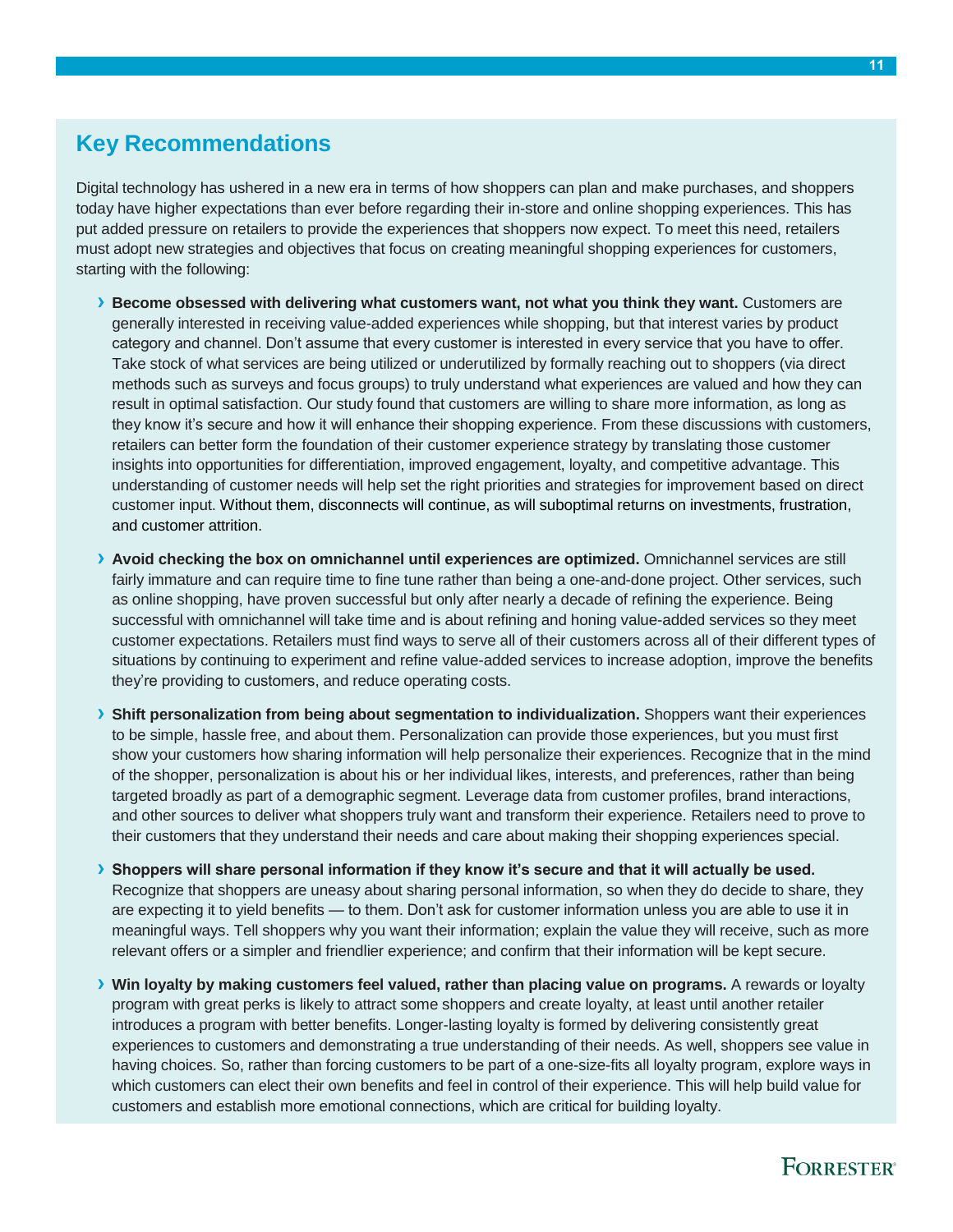## Key Recommendations

Digital technology has ushered in a new era in terms of how shoppers can plan and make purchases, and shoppers today have higher expectations than ever before regarding their in-store and online shopping experiences. This has put added pressure on retailers to provide the experiences that shoppers now expect. To meet this need, retailers must adopt new strategies and objectives that focus on creating meaningful shopping experiences for customers, starting with the following:

- **Become obsessed with delivering what customers want, not what you think they want.** Customers are generally interested in receiving value-added experiences while shopping, but that interest varies by product category and channel. Don't assume that every customer is interested in every service that you have to offer. Take stock of what services are being utilized or underutilized by formally reaching out to shoppers (via direct methods such as surveys and focus groups) to truly understand what experiences are valued and how they can result in optimal satisfaction. Our study found that customers are willing to share more information, as long as they know it's secure and how it will enhance their shopping experience. From these discussions with customers, retailers can better form the foundation of their customer experience strategy by translating those customer insights into opportunities for differentiation, improved engagement, loyalty, and competitive advantage. This understanding of customer needs will help set the right priorities and strategies for improvement based on direct customer input. Without them, disconnects will continue, as will suboptimal returns on investments, frustration, and customer attrition.

- **Avoid checking the box on omnichannel until experiences are optimized.** Omnichannel services are still fairly immature and can require time to fine tune rather than being a one-and-done project. Other services, such as online shopping, have proven successful but only after nearly a decade of refining the experience. Being successful with omnichannel will take time and is about refining and honing value-added services so they meet customer expectations. Retailers must find ways to serve all of their customers across all of their different types of situations by continuing to experiment and refine value-added services to increase adoption, improve the benefits they're providing to customers, and reduce operating costs.

- **Shift personalization from being about segmentation to individualization.** Shoppers want their experiences to be simple, hassle free, and about them. Personalization can provide those experiences, but you must first show your customers how sharing information will help personalize their experiences. Recognize that in the mind of the shopper, personalization is about his or her individual likes, interests, and preferences, rather than being targeted broadly as part of a demographic segment. Leverage data from customer profiles, brand interactions, and other sources to deliver what shoppers truly want and transform their experience. Retailers need to prove to their customers that they understand their needs and care about making their shopping experiences special.

- **Shoppers will share personal information if they know it's secure and that it will actually be used.** Recognize that shoppers are uneasy about sharing personal information, so when they do decide to share, they are expecting it to yield benefits — to them. Don't ask for customer information unless you are able to use it in meaningful ways. Tell shoppers why you want their information; explain the value they will receive, such as more relevant offers or a simpler and friendlier experience; and confirm that their information will be kept secure.

- **Win loyalty by making customers feel valued, rather than placing value on programs.** A rewards or loyalty program with great perks is likely to attract some shoppers and create loyalty, at least until another retailer introduces a program with better benefits. Longer-lasting loyalty is formed by delivering consistently great experiences to customers and demonstrating a true understanding of their needs. As well, shoppers see value in having choices. So, rather than forcing customers to be part of a one-size-fits all loyalty program, explore ways in which customers can elect their own benefits and feel in control of their experience. This will help build value for customers and establish more emotional connections, which are critical for building loyalty.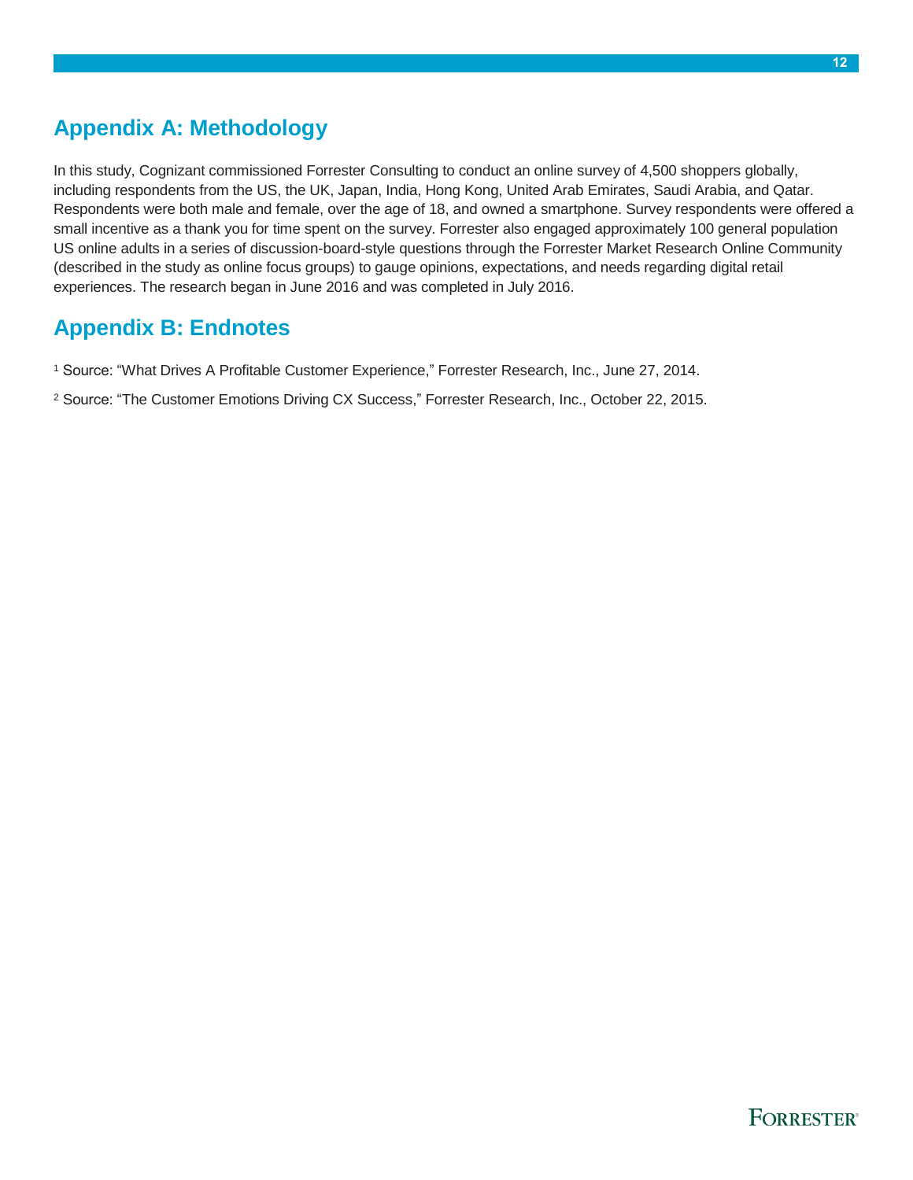## Appendix A: Methodology

In this study, Cognizant commissioned Forrester Consulting to conduct an online survey of 4,500 shoppers globally, including respondents from the US, the UK, Japan, India, Hong Kong, United Arab Emirates, Saudi Arabia, and Qatar. Respondents were both male and female, over the age of 18, and owned a smartphone. Survey respondents were offered a small incentive as a thank you for time spent on the survey. Forrester also engaged approximately 100 general population US online adults in a series of discussion-board-style questions through the Forrester Market Research Online Community (described in the study as online focus groups) to gauge opinions, expectations, and needs regarding digital retail experiences. The research began in June 2016 and was completed in July 2016.

## Appendix B: Endnotes

[1] Source: "What Drives A Profitable Customer Experience," Forrester Research, Inc., June 27, 2014.

[2] Source: "The Customer Emotions Driving CX Success," Forrester Research, Inc., October 22, 2015.